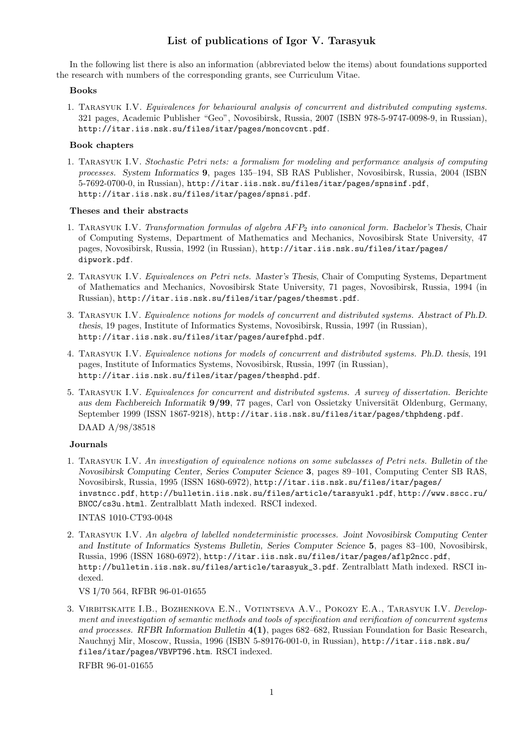# List of publications of Igor V. Tarasyuk

In the following list there is also an information (abbreviated below the items) about foundations supported the research with numbers of the corresponding grants, see Curriculum Vitae.

### Books

1. Tarasyuk I.V. *Equivalences for behavioural analysis of concurrent and distributed computing systems.* 321 pages, Academic Publisher "Geo", Novosibirsk, Russia, 2007 (ISBN 978-5-9747-0098-9, in Russian), http://itar.iis.nsk.su/files/itar/pages/moncovcnt.pdf.

### Book chapters

1. Tarasyuk I.V. *Stochastic Petri nets: a formalism for modeling and performance analysis of computing processes.* System Informatics **9**, pages 135–194, SB RAS Publisher, Novosibirsk, Russia, 2004 (ISBN 5-7692-0700-0, in Russian), http://itar.iis.nsk.su/files/itar/pages/spnsinf.pdf, http://itar.iis.nsk.su/files/itar/pages/spnsi.pdf.

### Theses and their abstracts

1. Tarasyuk I.V. *Transformation formulas of algebra $AFP_2$ into canonical form.* Bachelor's Thesis, Chair of Computing Systems, Department of Mathematics and Mechanics, Novosibirsk State University, 47 pages, Novosibirsk, Russia, 1992 (in Russian), http://itar.iis.nsk.su/files/itar/pages/dipwork.pdf.

2. Tarasyuk I.V. *Equivalences on Petri nets.* Master's Thesis, Chair of Computing Systems, Department of Mathematics and Mechanics, Novosibirsk State University, 71 pages, Novosibirsk, Russia, 1994 (in Russian), http://itar.iis.nsk.su/files/itar/pages/thesmst.pdf.

3. Tarasyuk I.V. *Equivalence notions for models of concurrent and distributed systems.* Abstract of Ph.D. thesis, 19 pages, Institute of Informatics Systems, Novosibirsk, Russia, 1997 (in Russian), http://itar.iis.nsk.su/files/itar/pages/aurefphd.pdf.

4. Tarasyuk I.V. *Equivalence notions for models of concurrent and distributed systems.* Ph.D. thesis, 191 pages, Institute of Informatics Systems, Novosibirsk, Russia, 1997 (in Russian), http://itar.iis.nsk.su/files/itar/pages/thesphd.pdf.

5. Tarasyuk I.V. *Equivalences for concurrent and distributed systems. A survey of dissertation.* Berichte aus dem Fachbereich Informatik **9/99**, 77 pages, Carl von Ossietzky Universität Oldenburg, Germany, September 1999 (ISSN 1867-9218), http://itar.iis.nsk.su/files/itar/pages/thphdeng.pdf.

   DAAD A/98/38518

### Journals

1. Tarasyuk I.V. *An investigation of equivalence notions on some subclasses of Petri nets.* Bulletin of the Novosibirsk Computing Center, Series Computer Science **3**, pages 89–101, Computing Center SB RAS, Novosibirsk, Russia, 1995 (ISSN 1680-6972), http://itar.iis.nsk.su/files/itar/pages/invstncc.pdf, http://bulletin.iis.nsk.su/files/article/tarasyuk1.pdf, http://www.sscc.ru/BNCC/cs3u.html. Zentralblatt Math indexed. RSCI indexed.

   INTAS 1010-CT93-0048

2. Tarasyuk I.V. *An algebra of labelled nondeterministic processes.* Joint Novosibirsk Computing Center and Institute of Informatics Systems Bulletin, Series Computer Science **5**, pages 83–100, Novosibirsk, Russia, 1996 (ISSN 1680-6972), http://itar.iis.nsk.su/files/itar/pages/aflp2ncc.pdf, http://bulletin.iis.nsk.su/files/article/tarasyuk_3.pdf. Zentralblatt Math indexed. RSCI indexed.

   VS I/70 564, RFBR 96-01-01655

3. Virbitskaite I.B., Bozhenkova E.N., Votintseva A.V., Pokozy E.A., Tarasyuk I.V. *Development and investigation of semantic methods and tools of specification and verification of concurrent systems and processes.* RFBR Information Bulletin **4(1)**, pages 682–682, Russian Foundation for Basic Research, Nauchnyj Mir, Moscow, Russia, 1996 (ISBN 5-89176-001-0, in Russian), http://itar.iis.nsk.su/files/itar/pages/VBVPT96.htm. RSCI indexed.

   RFBR 96-01-01655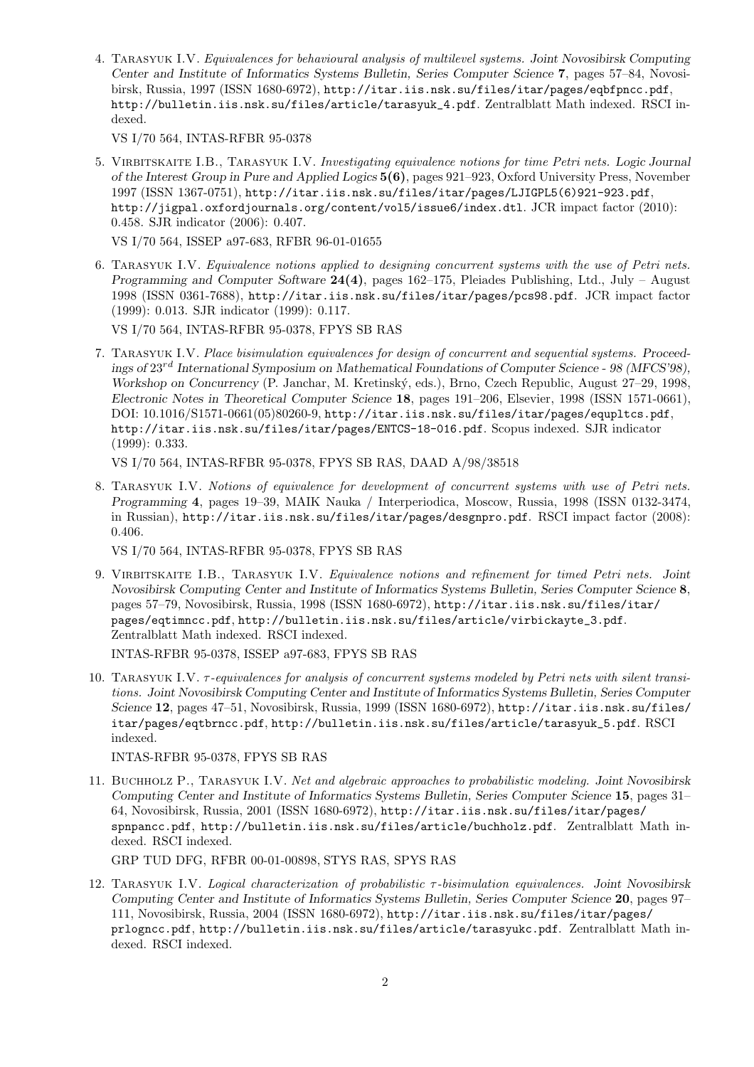4. Tarasyuk I.V. *Equivalences for behavioural analysis of multilevel systems.* *Joint Novosibirsk Computing Center and Institute of Informatics Systems Bulletin, Series Computer Science* **7**, pages 57–84, Novosibirsk, Russia, 1997 (ISSN 1680-6972), http://itar.iis.nsk.su/files/itar/pages/eqbfpncc.pdf, http://bulletin.iis.nsk.su/files/article/tarasyuk_4.pdf. Zentralblatt Math indexed. RSCI indexed.

   VS I/70 564, INTAS-RFBR 95-0378

5. Virbitskaite I.B., Tarasyuk I.V. *Investigating equivalence notions for time Petri nets.* *Logic Journal of the Interest Group in Pure and Applied Logics* **5(6)**, pages 921–923, Oxford University Press, November 1997 (ISSN 1367-0751), http://itar.iis.nsk.su/files/itar/pages/LJIGPL5(6)921-923.pdf, http://jigpal.oxfordjournals.org/content/vol5/issue6/index.dtl. JCR impact factor (2010): 0.458. SJR indicator (2006): 0.407.

   VS I/70 564, ISSEP a97-683, RFBR 96-01-01655

6. Tarasyuk I.V. *Equivalence notions applied to designing concurrent systems with the use of Petri nets.* *Programming and Computer Software* **24(4)**, pages 162–175, Pleiades Publishing, Ltd., July – August 1998 (ISSN 0361-7688), http://itar.iis.nsk.su/files/itar/pages/pcs98.pdf. JCR impact factor (1999): 0.013. SJR indicator (1999): 0.117.

   VS I/70 564, INTAS-RFBR 95-0378, FPYS SB RAS

7. Tarasyuk I.V. *Place bisimulation equivalences for design of concurrent and sequential systems.* *Proceedings of 23rd International Symposium on Mathematical Foundations of Computer Science - 98 (MFCS'98), Workshop on Concurrency* (P. Janchar, M. Kretinský, eds.), Brno, Czech Republic, August 27–29, 1998, *Electronic Notes in Theoretical Computer Science* **18**, pages 191–206, Elsevier, 1998 (ISSN 1571-0661), DOI: 10.1016/S1571-0661(05)80260-9, http://itar.iis.nsk.su/files/itar/pages/equpltcs.pdf, http://itar.iis.nsk.su/files/itar/pages/ENTCS-18-016.pdf. Scopus indexed. SJR indicator (1999): 0.333.

   VS I/70 564, INTAS-RFBR 95-0378, FPYS SB RAS, DAAD A/98/38518

8. Tarasyuk I.V. *Notions of equivalence for development of concurrent systems with use of Petri nets.* *Programming* **4**, pages 19–39, MAIK Nauka / Interperiodica, Moscow, Russia, 1998 (ISSN 0132-3474, in Russian), http://itar.iis.nsk.su/files/itar/pages/desgnpro.pdf. RSCI impact factor (2008): 0.406.

   VS I/70 564, INTAS-RFBR 95-0378, FPYS SB RAS

9. Virbitskaite I.B., Tarasyuk I.V. *Equivalence notions and refinement for timed Petri nets.* *Joint Novosibirsk Computing Center and Institute of Informatics Systems Bulletin, Series Computer Science* **8**, pages 57–79, Novosibirsk, Russia, 1998 (ISSN 1680-6972), http://itar.iis.nsk.su/files/itar/pages/eqtimncc.pdf, http://bulletin.iis.nsk.su/files/article/virbickayte_3.pdf. Zentralblatt Math indexed. RSCI indexed.

   INTAS-RFBR 95-0378, ISSEP a97-683, FPYS SB RAS

10. Tarasyuk I.V. *$\tau$-equivalences for analysis of concurrent systems modeled by Petri nets with silent transitions.* *Joint Novosibirsk Computing Center and Institute of Informatics Systems Bulletin, Series Computer Science* **12**, pages 47–51, Novosibirsk, Russia, 1999 (ISSN 1680-6972), http://itar.iis.nsk.su/files/itar/pages/eqtbrncc.pdf, http://bulletin.iis.nsk.su/files/article/tarasyuk_5.pdf. RSCI indexed.

    INTAS-RFBR 95-0378, FPYS SB RAS

11. Buchholz P., Tarasyuk I.V. *Net and algebraic approaches to probabilistic modeling.* *Joint Novosibirsk Computing Center and Institute of Informatics Systems Bulletin, Series Computer Science* **15**, pages 31–64, Novosibirsk, Russia, 2001 (ISSN 1680-6972), http://itar.iis.nsk.su/files/itar/pages/spnpancc.pdf, http://bulletin.iis.nsk.su/files/article/buchholz.pdf. Zentralblatt Math indexed. RSCI indexed.

    GRP TUD DFG, RFBR 00-01-00898, STYS RAS, SPYS RAS

12. Tarasyuk I.V. *Logical characterization of probabilistic $\tau$-bisimulation equivalences.* *Joint Novosibirsk Computing Center and Institute of Informatics Systems Bulletin, Series Computer Science* **20**, pages 97–111, Novosibirsk, Russia, 2004 (ISSN 1680-6972), http://itar.iis.nsk.su/files/itar/pages/prlogncc.pdf, http://bulletin.iis.nsk.su/files/article/tarasyukc.pdf. Zentralblatt Math indexed. RSCI indexed.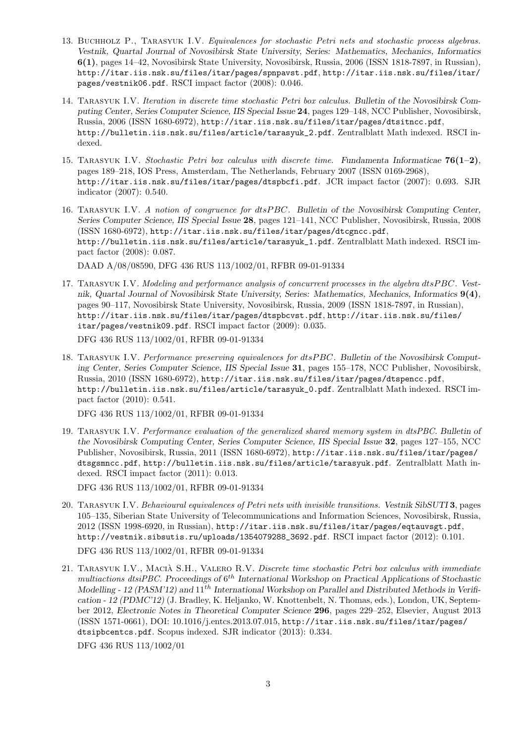13. Buchholz P., Tarasyuk I.V. *Equivalences for stochastic Petri nets and stochastic process algebras.* *Vestnik, Quartal Journal of Novosibirsk State University, Series: Mathematics, Mechanics, Informatics* **6(1)**, pages 14–42, Novosibirsk State University, Novosibirsk, Russia, 2006 (ISSN 1818-7897, in Russian), http://itar.iis.nsk.su/files/itar/pages/spnpavst.pdf, http://itar.iis.nsk.su/files/itar/pages/vestnik06.pdf. RSCI impact factor (2008): 0.046.

14. Tarasyuk I.V. *Iteration in discrete time stochastic Petri box calculus.* *Bulletin of the Novosibirsk Computing Center, Series Computer Science, IIS Special Issue* **24**, pages 129–148, NCC Publisher, Novosibirsk, Russia, 2006 (ISSN 1680-6972), http://itar.iis.nsk.su/files/itar/pages/dtsitncc.pdf, http://bulletin.iis.nsk.su/files/article/tarasyuk_2.pdf. Zentralblatt Math indexed. RSCI indexed.

15. Tarasyuk I.V. *Stochastic Petri box calculus with discrete time.* *Fundamenta Informaticae* **76(1–2)**, pages 189–218, IOS Press, Amsterdam, The Netherlands, February 2007 (ISSN 0169-2968), http://itar.iis.nsk.su/files/itar/pages/dtspbcfi.pdf. JCR impact factor (2007): 0.693. SJR indicator (2007): 0.540.

16. Tarasyuk I.V. *A notion of congruence for dtsPBC.* *Bulletin of the Novosibirsk Computing Center, Series Computer Science, IIS Special Issue* **28**, pages 121–141, NCC Publisher, Novosibirsk, Russia, 2008 (ISSN 1680-6972), http://itar.iis.nsk.su/files/itar/pages/dtcgnсс.pdf, http://bulletin.iis.nsk.su/files/article/tarasyuk_1.pdf. Zentralblatt Math indexed. RSCI impact factor (2008): 0.087.

    DAAD A/08/08590, DFG 436 RUS 113/1002/01, RFBR 09-01-91334

17. Tarasyuk I.V. *Modeling and performance analysis of concurrent processes in the algebra dtsPBC.* *Vestnik, Quartal Journal of Novosibirsk State University, Series: Mathematics, Mechanics, Informatics* **9(4)**, pages 90–117, Novosibirsk State University, Novosibirsk, Russia, 2009 (ISSN 1818-7897, in Russian), http://itar.iis.nsk.su/files/itar/pages/dtspbcvst.pdf, http://itar.iis.nsk.su/files/itar/pages/vestnik09.pdf. RSCI impact factor (2009): 0.035.

    DFG 436 RUS 113/1002/01, RFBR 09-01-91334

18. Tarasyuk I.V. *Performance preserving equivalences for dtsPBC.* *Bulletin of the Novosibirsk Computing Center, Series Computer Science, IIS Special Issue* **31**, pages 155–178, NCC Publisher, Novosibirsk, Russia, 2010 (ISSN 1680-6972), http://itar.iis.nsk.su/files/itar/pages/dtspencc.pdf, http://bulletin.iis.nsk.su/files/article/tarasyuk_0.pdf. Zentralblatt Math indexed. RSCI impact factor (2010): 0.541.

    DFG 436 RUS 113/1002/01, RFBR 09-01-91334

19. Tarasyuk I.V. *Performance evaluation of the generalized shared memory system in dtsPBC.* *Bulletin of the Novosibirsk Computing Center, Series Computer Science, IIS Special Issue* **32**, pages 127–155, NCC Publisher, Novosibirsk, Russia, 2011 (ISSN 1680-6972), http://itar.iis.nsk.su/files/itar/pages/dtsgsmncc.pdf, http://bulletin.iis.nsk.su/files/article/tarasyuk.pdf. Zentralblatt Math indexed. RSCI impact factor (2011): 0.013.

    DFG 436 RUS 113/1002/01, RFBR 09-01-91334

20. Tarasyuk I.V. *Behavioural equivalences of Petri nets with invisible transitions.* *Vestnik SibSUTI* **3**, pages 105–135, Siberian State University of Telecommunications and Information Sciences, Novosibirsk, Russia, 2012 (ISSN 1998-6920, in Russian), http://itar.iis.nsk.su/files/itar/pages/eqtauvsgt.pdf, http://vestnik.sibsutis.ru/uploads/1354079288_3692.pdf. RSCI impact factor (2012): 0.101.

    DFG 436 RUS 113/1002/01, RFBR 09-01-91334

21. Tarasyuk I.V., Macià S.H., Valero R.V. *Discrete time stochastic Petri box calculus with immediate multiactions dtsiPBC.* *Proceedings of $6^{th}$ International Workshop on Practical Applications of Stochastic Modelling - 12 (PASM'12) and $11^{th}$ International Workshop on Parallel and Distributed Methods in Verification - 12 (PDMC'12)* (J. Bradley, K. Heljanko, W. Knottenbelt, N. Thomas, eds.), London, UK, September 2012, *Electronic Notes in Theoretical Computer Science* **296**, pages 229–252, Elsevier, August 2013 (ISSN 1571-0661), DOI: 10.1016/j.entcs.2013.07.015, http://itar.iis.nsk.su/files/itar/pages/dtsipbcentcs.pdf. Scopus indexed. SJR indicator (2013): 0.334.

    DFG 436 RUS 113/1002/01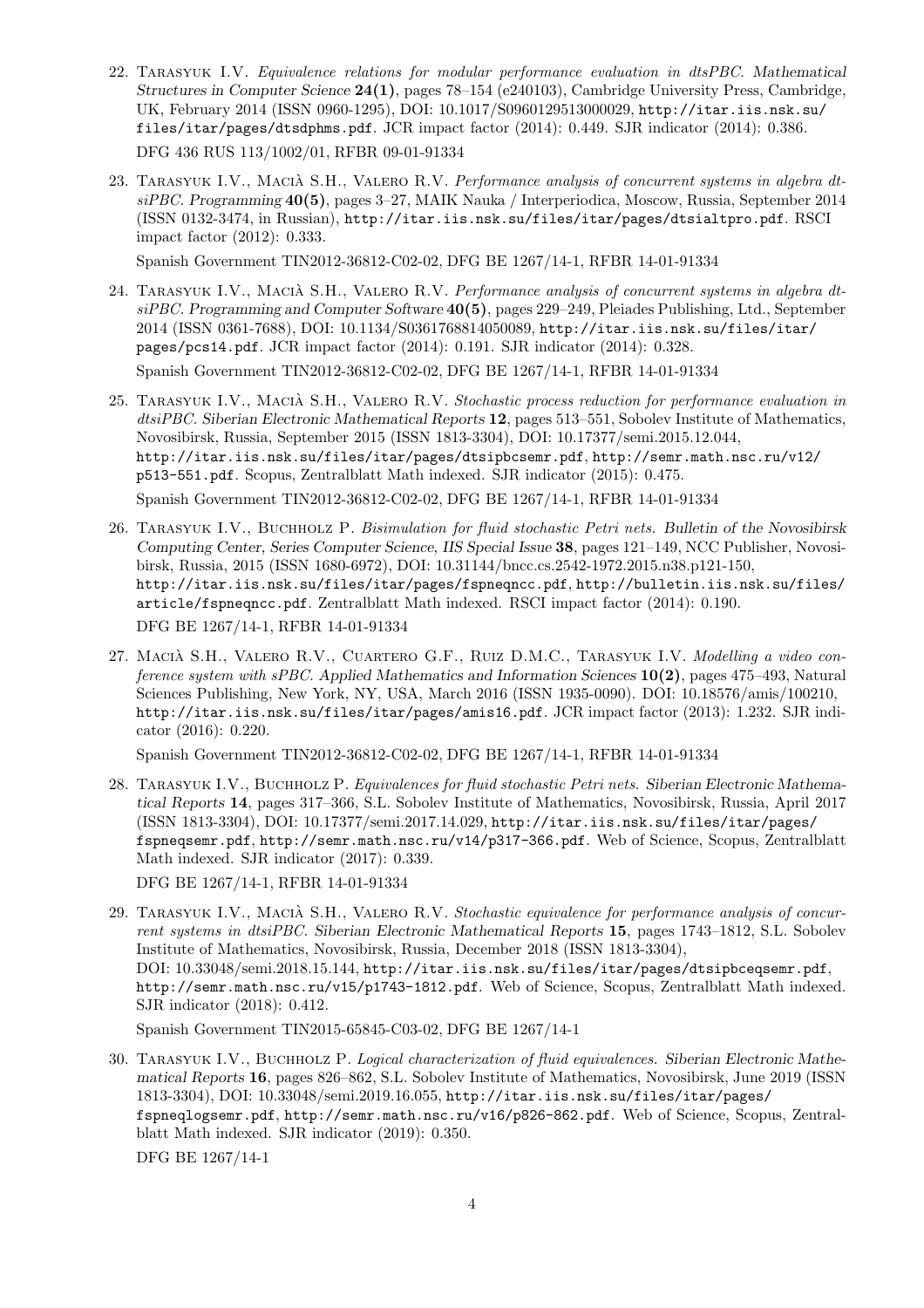22. Tarasyuk I.V. *Equivalence relations for modular performance evaluation in dtsPBC. Mathematical Structures in Computer Science* **24(1)**, pages 78–154 (e240103), Cambridge University Press, Cambridge, UK, February 2014 (ISSN 0960-1295), DOI: 10.1017/S0960129513000029, http://itar.iis.nsk.su/files/itar/pages/dtsdphms.pdf. JCR impact factor (2014): 0.449. SJR indicator (2014): 0.386.

    DFG 436 RUS 113/1002/01, RFBR 09-01-91334

23. Tarasyuk I.V., Macià S.H., Valero R.V. *Performance analysis of concurrent systems in algebra dtsiPBC. Programming* **40(5)**, pages 3–27, MAIK Nauka / Interperiodica, Moscow, Russia, September 2014 (ISSN 0132-3474, in Russian), http://itar.iis.nsk.su/files/itar/pages/dtsialtpro.pdf. RSCI impact factor (2012): 0.333.

    Spanish Government TIN2012-36812-C02-02, DFG BE 1267/14-1, RFBR 14-01-91334

24. Tarasyuk I.V., Macià S.H., Valero R.V. *Performance analysis of concurrent systems in algebra dtsiPBC. Programming and Computer Software* **40(5)**, pages 229–249, Pleiades Publishing, Ltd., September 2014 (ISSN 0361-7688), DOI: 10.1134/S0361768814050089, http://itar.iis.nsk.su/files/itar/pages/pcs14.pdf. JCR impact factor (2014): 0.191. SJR indicator (2014): 0.328.

    Spanish Government TIN2012-36812-C02-02, DFG BE 1267/14-1, RFBR 14-01-91334

25. Tarasyuk I.V., Macià S.H., Valero R.V. *Stochastic process reduction for performance evaluation in dtsiPBC. Siberian Electronic Mathematical Reports* **12**, pages 513–551, Sobolev Institute of Mathematics, Novosibirsk, Russia, September 2015 (ISSN 1813-3304), DOI: 10.17377/semi.2015.12.044, http://itar.iis.nsk.su/files/itar/pages/dtsipbcsemr.pdf, http://semr.math.nsc.ru/v12/p513-551.pdf. Scopus, Zentralblatt Math indexed. SJR indicator (2015): 0.475.

    Spanish Government TIN2012-36812-C02-02, DFG BE 1267/14-1, RFBR 14-01-91334

26. Tarasyuk I.V., Buchholz P. *Bisimulation for fluid stochastic Petri nets. Bulletin of the Novosibirsk Computing Center, Series Computer Science, IIS Special Issue* **38**, pages 121–149, NCC Publisher, Novosibirsk, Russia, 2015 (ISSN 1680-6972), DOI: 10.31144/bncc.cs.2542-1972.2015.n38.p121-150, http://itar.iis.nsk.su/files/itar/pages/fspneqncc.pdf, http://bulletin.iis.nsk.su/files/article/fspneqncc.pdf. Zentralblatt Math indexed. RSCI impact factor (2014): 0.190.

    DFG BE 1267/14-1, RFBR 14-01-91334

27. Macià S.H., Valero R.V., Cuartero G.F., Ruiz D.M.C., Tarasyuk I.V. *Modelling a video conference system with sPBC. Applied Mathematics and Information Sciences* **10(2)**, pages 475–493, Natural Sciences Publishing, New York, NY, USA, March 2016 (ISSN 1935-0090). DOI: 10.18576/amis/100210, http://itar.iis.nsk.su/files/itar/pages/amis16.pdf. JCR impact factor (2013): 1.232. SJR indicator (2016): 0.220.

    Spanish Government TIN2012-36812-C02-02, DFG BE 1267/14-1, RFBR 14-01-91334

28. Tarasyuk I.V., Buchholz P. *Equivalences for fluid stochastic Petri nets. Siberian Electronic Mathematical Reports* **14**, pages 317–366, S.L. Sobolev Institute of Mathematics, Novosibirsk, Russia, April 2017 (ISSN 1813-3304), DOI: 10.17377/semi.2017.14.029, http://itar.iis.nsk.su/files/itar/pages/fspneqsemr.pdf, http://semr.math.nsc.ru/v14/p317-366.pdf. Web of Science, Scopus, Zentralblatt Math indexed. SJR indicator (2017): 0.339.

    DFG BE 1267/14-1, RFBR 14-01-91334

29. Tarasyuk I.V., Macià S.H., Valero R.V. *Stochastic equivalence for performance analysis of concurrent systems in dtsiPBC. Siberian Electronic Mathematical Reports* **15**, pages 1743–1812, S.L. Sobolev Institute of Mathematics, Novosibirsk, Russia, December 2018 (ISSN 1813-3304), DOI: 10.33048/semi.2018.15.144, http://itar.iis.nsk.su/files/itar/pages/dtsipbceqsemr.pdf, http://semr.math.nsc.ru/v15/p1743-1812.pdf. Web of Science, Scopus, Zentralblatt Math indexed. SJR indicator (2018): 0.412.

    Spanish Government TIN2015-65845-C03-02, DFG BE 1267/14-1

30. Tarasyuk I.V., Buchholz P. *Logical characterization of fluid equivalences. Siberian Electronic Mathematical Reports* **16**, pages 826–862, S.L. Sobolev Institute of Mathematics, Novosibirsk, June 2019 (ISSN 1813-3304), DOI: 10.33048/semi.2019.16.055, http://itar.iis.nsk.su/files/itar/pages/fspneqlogsemr.pdf, http://semr.math.nsc.ru/v16/p826-862.pdf. Web of Science, Scopus, Zentralblatt Math indexed. SJR indicator (2019): 0.350.

    DFG BE 1267/14-1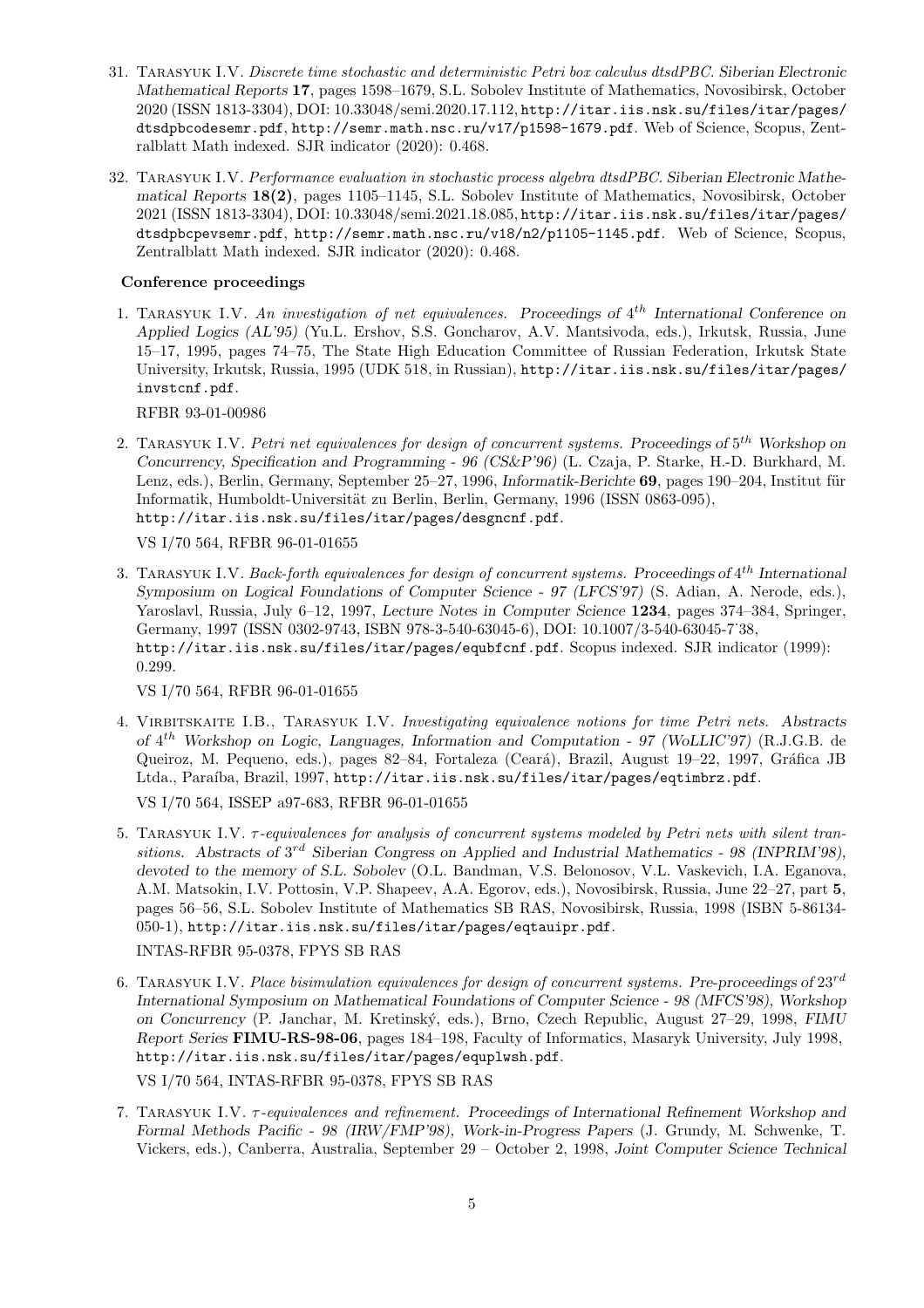31. Tarasyuk I.V. *Discrete time stochastic and deterministic Petri box calculus dtsdPBC. Siberian Electronic Mathematical Reports* **17**, pages 1598–1679, S.L. Sobolev Institute of Mathematics, Novosibirsk, October 2020 (ISSN 1813-3304), DOI: 10.33048/semi.2020.17.112, http://itar.iis.nsk.su/files/itar/pages/dtsdpbcodesemr.pdf, http://semr.math.nsc.ru/v17/p1598-1679.pdf. Web of Science, Scopus, Zentralblatt Math indexed. SJR indicator (2020): 0.468.

32. Tarasyuk I.V. *Performance evaluation in stochastic process algebra dtsdPBC. Siberian Electronic Mathematical Reports* **18(2)**, pages 1105–1145, S.L. Sobolev Institute of Mathematics, Novosibirsk, October 2021 (ISSN 1813-3304), DOI: 10.33048/semi.2021.18.085, http://itar.iis.nsk.su/files/itar/pages/dtsdpbcpevsemr.pdf, http://semr.math.nsc.ru/v18/n2/p1105-1145.pdf. Web of Science, Scopus, Zentralblatt Math indexed. SJR indicator (2020): 0.468.

**Conference proceedings**

1. Tarasyuk I.V. *An investigation of net equivalences. Proceedings of* $4^{th}$ *International Conference on Applied Logics (AL'95)* (Yu.L. Ershov, S.S. Goncharov, A.V. Mantsivoda, eds.), Irkutsk, Russia, June 15–17, 1995, pages 74–75, The State High Education Committee of Russian Federation, Irkutsk State University, Irkutsk, Russia, 1995 (UDK 518, in Russian), http://itar.iis.nsk.su/files/itar/pages/invstcnf.pdf.

   RFBR 93-01-00986

2. Tarasyuk I.V. *Petri net equivalences for design of concurrent systems. Proceedings of* $5^{th}$ *Workshop on Concurrency, Specification and Programming - 96 (CS&P'96)* (L. Czaja, P. Starke, H.-D. Burkhard, M. Lenz, eds.), Berlin, Germany, September 25–27, 1996, *Informatik-Berichte* **69**, pages 190–204, Institut für Informatik, Humboldt-Universität zu Berlin, Berlin, Germany, 1996 (ISSN 0863-095), http://itar.iis.nsk.su/files/itar/pages/desgncnf.pdf.

   VS I/70 564, RFBR 96-01-01655

3. Tarasyuk I.V. *Back-forth equivalences for design of concurrent systems. Proceedings of* $4^{th}$ *International Symposium on Logical Foundations of Computer Science - 97 (LFCS'97)* (S. Adian, A. Nerode, eds.), Yaroslavl, Russia, July 6–12, 1997, *Lecture Notes in Computer Science* **1234**, pages 374–384, Springer, Germany, 1997 (ISSN 0302-9743, ISBN 978-3-540-63045-6), DOI: 10.1007/3-540-63045-7˙38, http://itar.iis.nsk.su/files/itar/pages/equbfcnf.pdf. Scopus indexed. SJR indicator (1999): 0.299.

   VS I/70 564, RFBR 96-01-01655

4. Virbitskaite I.B., Tarasyuk I.V. *Investigating equivalence notions for time Petri nets. Abstracts of* $4^{th}$ *Workshop on Logic, Languages, Information and Computation - 97 (WoLLIC'97)* (R.J.G.B. de Queiroz, M. Pequeno, eds.), pages 82–84, Fortaleza (Ceará), Brazil, August 19–22, 1997, Gráfica JB Ltda., Paraíba, Brazil, 1997, http://itar.iis.nsk.su/files/itar/pages/eqtimbrz.pdf.

   VS I/70 564, ISSEP a97-683, RFBR 96-01-01655

5. Tarasyuk I.V. $\tau$*-equivalences for analysis of concurrent systems modeled by Petri nets with silent transitions. Abstracts of* $3^{rd}$ *Siberian Congress on Applied and Industrial Mathematics - 98 (INPRIM'98), devoted to the memory of S.L. Sobolev* (O.L. Bandman, V.S. Belonosov, V.L. Vaskevich, I.A. Eganova, A.M. Matsokin, I.V. Pottosin, V.P. Shapeev, A.A. Egorov, eds.), Novosibirsk, Russia, June 22–27, part **5**, pages 56–56, S.L. Sobolev Institute of Mathematics SB RAS, Novosibirsk, Russia, 1998 (ISBN 5-86134-050-1), http://itar.iis.nsk.su/files/itar/pages/eqtauipr.pdf.

   INTAS-RFBR 95-0378, FPYS SB RAS

6. Tarasyuk I.V. *Place bisimulation equivalences for design of concurrent systems. Pre-proceedings of* $23^{rd}$ *International Symposium on Mathematical Foundations of Computer Science - 98 (MFCS'98), Workshop on Concurrency* (P. Janchar, M. Kretinský, eds.), Brno, Czech Republic, August 27–29, 1998, *FIMU Report Series* **FIMU-RS-98-06**, pages 184–198, Faculty of Informatics, Masaryk University, July 1998, http://itar.iis.nsk.su/files/itar/pages/equplwsh.pdf.

   VS I/70 564, INTAS-RFBR 95-0378, FPYS SB RAS

7. Tarasyuk I.V. $\tau$*-equivalences and refinement. Proceedings of International Refinement Workshop and Formal Methods Pacific - 98 (IRW/FMP'98), Work-in-Progress Papers* (J. Grundy, M. Schwenke, T. Vickers, eds.), Canberra, Australia, September 29 – October 2, 1998, *Joint Computer Science Technical*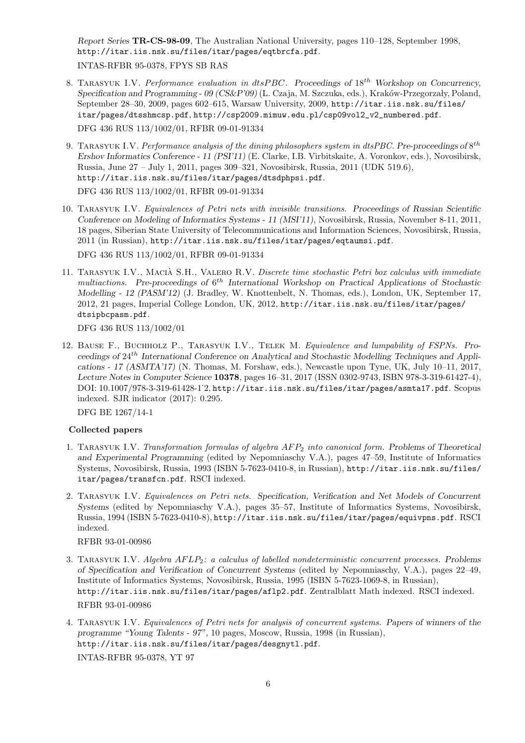*Report Series* **TR-CS-98-09**, The Australian National University, pages 110–128, September 1998, http://itar.iis.nsk.su/files/itar/pages/eqtbrcfa.pdf.

INTAS-RFBR 95-0378, FPYS SB RAS

8. Tarasyuk I.V. *Performance evaluation in dtsPBC*. *Proceedings of* $18^{th}$ *Workshop on Concurrency, Specification and Programming - 09 (CS&P'09)* (L. Czaja, M. Szczuka, eds.), Kraków-Przegorzały, Poland, September 28–30, 2009, pages 602–615, Warsaw University, 2009, http://itar.iis.nsk.su/files/itar/pages/dtsshmcsp.pdf, http://csp2009.mimuw.edu.pl/csp09vol2_v2_numbered.pdf.

   DFG 436 RUS 113/1002/01, RFBR 09-01-91334

9. Tarasyuk I.V. *Performance analysis of the dining philosophers system in dtsPBC*. *Pre-proceedings of* $8^{th}$ *Ershov Informatics Conference - 11 (PSI'11)* (E. Clarke, I.B. Virbitskaite, A. Voronkov, eds.), Novosibirsk, Russia, June 27 – July 1, 2011, pages 309–321, Novosibirsk, Russia, 2011 (UDK 519.6), http://itar.iis.nsk.su/files/itar/pages/dtsdphpsi.pdf.

   DFG 436 RUS 113/1002/01, RFBR 09-01-91334

10. Tarasyuk I.V. *Equivalences of Petri nets with invisible transitions*. *Proceedings of Russian Scientific Conference on Modeling of Informatics Systems - 11 (MSI'11)*, Novosibirsk, Russia, November 8-11, 2011, 18 pages, Siberian State University of Telecommunications and Information Sciences, Novosibirsk, Russia, 2011 (in Russian), http://itar.iis.nsk.su/files/itar/pages/eqtaumsi.pdf.

    DFG 436 RUS 113/1002/01, RFBR 09-01-91334

11. Tarasyuk I.V., Macià S.H., Valero R.V. *Discrete time stochastic Petri box calculus with immediate multiactions*. *Pre-proceedings of* $6^{th}$ *International Workshop on Practical Applications of Stochastic Modelling - 12 (PASM'12)* (J. Bradley, W. Knottenbelt, N. Thomas, eds.), London, UK, September 17, 2012, 21 pages, Imperial College London, UK, 2012, http://itar.iis.nsk.su/files/itar/pages/dtsipbcpasm.pdf.

    DFG 436 RUS 113/1002/01

12. Bause F., Buchholz P., Tarasyuk I.V., Telek M. *Equivalence and lumpability of FSPNs*. *Proceedings of* $24^{th}$ *International Conference on Analytical and Stochastic Modelling Techniques and Applications - 17 (ASMTA'17)* (N. Thomas, M. Forshaw, eds.), Newcastle upon Tyne, UK, July 10–11, 2017, *Lecture Notes in Computer Science* **10378**, pages 16–31, 2017 (ISSN 0302-9743, ISBN 978-3-319-61427-4), DOI: 10.1007/978-3-319-61428-1_2, http://itar.iis.nsk.su/files/itar/pages/asmta17.pdf. Scopus indexed. SJR indicator (2017): 0.295.

    DFG BE 1267/14-1

**Collected papers**

1. Tarasyuk I.V. *Transformation formulas of algebra* $AFP_2$ *into canonical form*. *Problems of Theoretical and Experimental Programming* (edited by Nepomniaschy V.A.), pages 47–59, Institute of Informatics Systems, Novosibirsk, Russia, 1993 (ISBN 5-7623-0410-8, in Russian), http://itar.iis.nsk.su/files/itar/pages/transfcn.pdf. RSCI indexed.

2. Tarasyuk I.V. *Equivalences on Petri nets*. *Specification, Verification and Net Models of Concurrent Systems* (edited by Nepomniaschy V.A.), pages 35–57, Institute of Informatics Systems, Novosibirsk, Russia, 1994 (ISBN 5-7623-0410-8), http://itar.iis.nsk.su/files/itar/pages/equivpns.pdf. RSCI indexed.

   RFBR 93-01-00986

3. Tarasyuk I.V. *Algebra* $AFLP_2$*: a calculus of labelled nondeterministic concurrent processes*. *Problems of Specification and Verification of Concurrent Systems* (edited by Nepomniaschy, V.A.), pages 22–49, Institute of Informatics Systems, Novosibirsk, Russia, 1995 (ISBN 5-7623-1069-8, in Russian), http://itar.iis.nsk.su/files/itar/pages/aflp2.pdf. Zentralblatt Math indexed. RSCI indexed.

   RFBR 93-01-00986

4. Tarasyuk I.V. *Equivalences of Petri nets for analysis of concurrent systems*. *Papers of winners of the programme "Young Talents - 97"*, 10 pages, Moscow, Russia, 1998 (in Russian), http://itar.iis.nsk.su/files/itar/pages/desgnytl.pdf.

   INTAS-RFBR 95-0378, YT 97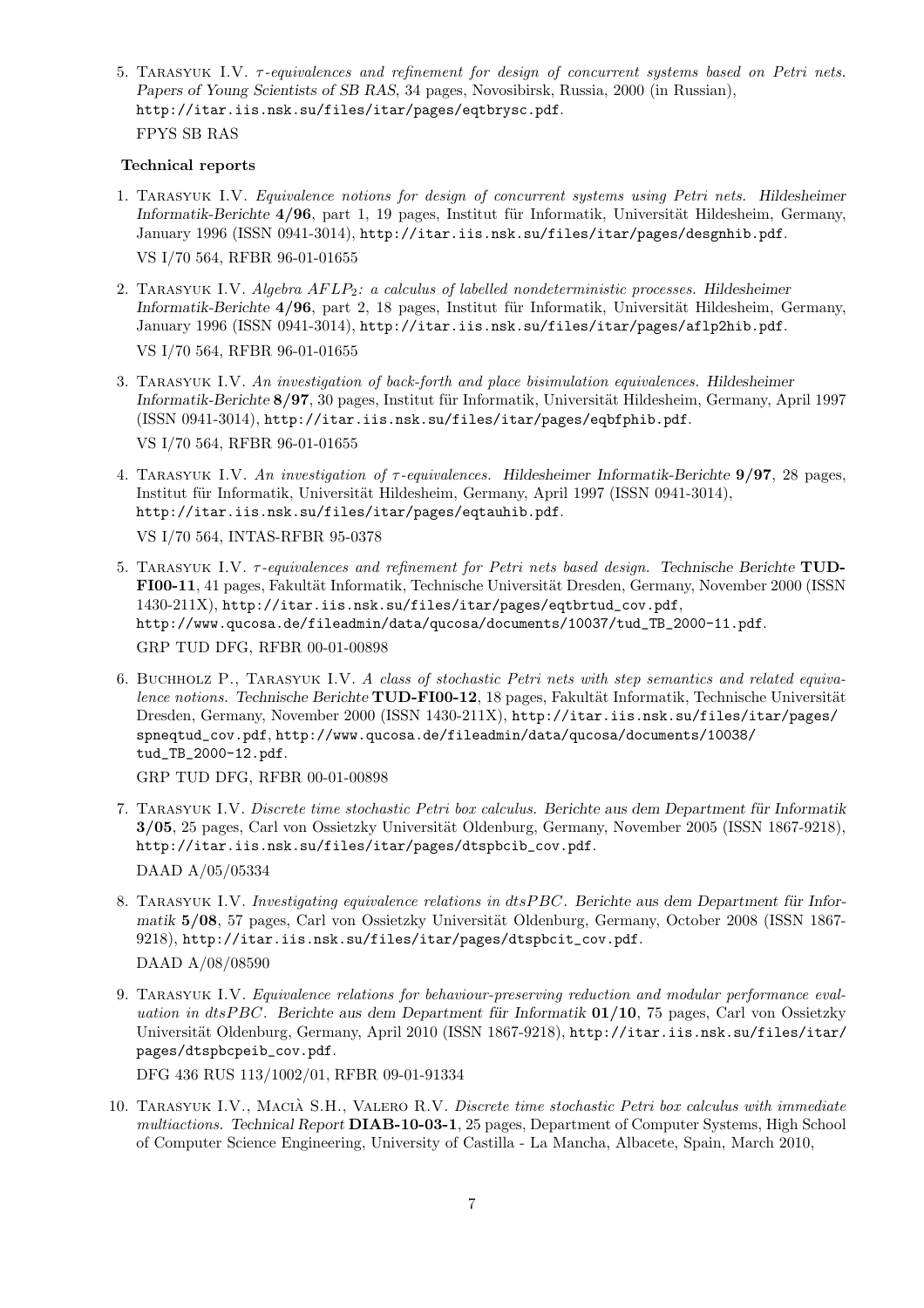5. Tarasyuk I.V. *τ-equivalences and refinement for design of concurrent systems based on Petri nets.* Papers of Young Scientists of SB RAS, 34 pages, Novosibirsk, Russia, 2000 (in Russian), http://itar.iis.nsk.su/files/itar/pages/eqtbrysc.pdf.

   FPYS SB RAS

**Technical reports**

1. Tarasyuk I.V. *Equivalence notions for design of concurrent systems using Petri nets.* Hildesheimer Informatik-Berichte **4/96**, part 1, 19 pages, Institut für Informatik, Universität Hildesheim, Germany, January 1996 (ISSN 0941-3014), http://itar.iis.nsk.su/files/itar/pages/desgnhib.pdf.

   VS I/70 564, RFBR 96-01-01655

2. Tarasyuk I.V. *Algebra $AFLP_2$: a calculus of labelled nondeterministic processes.* Hildesheimer Informatik-Berichte **4/96**, part 2, 18 pages, Institut für Informatik, Universität Hildesheim, Germany, January 1996 (ISSN 0941-3014), http://itar.iis.nsk.su/files/itar/pages/aflp2hib.pdf.

   VS I/70 564, RFBR 96-01-01655

3. Tarasyuk I.V. *An investigation of back-forth and place bisimulation equivalences.* Hildesheimer Informatik-Berichte **8/97**, 30 pages, Institut für Informatik, Universität Hildesheim, Germany, April 1997 (ISSN 0941-3014), http://itar.iis.nsk.su/files/itar/pages/eqbfphib.pdf.

   VS I/70 564, RFBR 96-01-01655

4. Tarasyuk I.V. *An investigation of τ-equivalences.* Hildesheimer Informatik-Berichte **9/97**, 28 pages, Institut für Informatik, Universität Hildesheim, Germany, April 1997 (ISSN 0941-3014), http://itar.iis.nsk.su/files/itar/pages/eqtauhib.pdf.

   VS I/70 564, INTAS-RFBR 95-0378

5. Tarasyuk I.V. *τ-equivalences and refinement for Petri nets based design.* Technische Berichte **TUD-FI00-11**, 41 pages, Fakultät Informatik, Technische Universität Dresden, Germany, November 2000 (ISSN 1430-211X), http://itar.iis.nsk.su/files/itar/pages/eqtbrtud_cov.pdf, http://www.qucosa.de/fileadmin/data/qucosa/documents/10037/tud_TB_2000-11.pdf.

   GRP TUD DFG, RFBR 00-01-00898

6. Buchholz P., Tarasyuk I.V. *A class of stochastic Petri nets with step semantics and related equivalence notions.* Technische Berichte **TUD-FI00-12**, 18 pages, Fakultät Informatik, Technische Universität Dresden, Germany, November 2000 (ISSN 1430-211X), http://itar.iis.nsk.su/files/itar/pages/spneqtud_cov.pdf, http://www.qucosa.de/fileadmin/data/qucosa/documents/10038/tud_TB_2000-12.pdf.

   GRP TUD DFG, RFBR 00-01-00898

7. Tarasyuk I.V. *Discrete time stochastic Petri box calculus.* Berichte aus dem Department für Informatik **3/05**, 25 pages, Carl von Ossietzky Universität Oldenburg, Germany, November 2005 (ISSN 1867-9218), http://itar.iis.nsk.su/files/itar/pages/dtspbcib_cov.pdf.

   DAAD A/05/05334

8. Tarasyuk I.V. *Investigating equivalence relations in dtsPBC.* Berichte aus dem Department für Informatik **5/08**, 57 pages, Carl von Ossietzky Universität Oldenburg, Germany, October 2008 (ISSN 1867-9218), http://itar.iis.nsk.su/files/itar/pages/dtspbcit_cov.pdf.

   DAAD A/08/08590

9. Tarasyuk I.V. *Equivalence relations for behaviour-preserving reduction and modular performance evaluation in dtsPBC.* Berichte aus dem Department für Informatik **01/10**, 75 pages, Carl von Ossietzky Universität Oldenburg, Germany, April 2010 (ISSN 1867-9218), http://itar.iis.nsk.su/files/itar/pages/dtspbcpeib_cov.pdf.

   DFG 436 RUS 113/1002/01, RFBR 09-01-91334

10. Tarasyuk I.V., Macià S.H., Valero R.V. *Discrete time stochastic Petri box calculus with immediate multiactions.* Technical Report **DIAB-10-03-1**, 25 pages, Department of Computer Systems, High School of Computer Science Engineering, University of Castilla - La Mancha, Albacete, Spain, March 2010,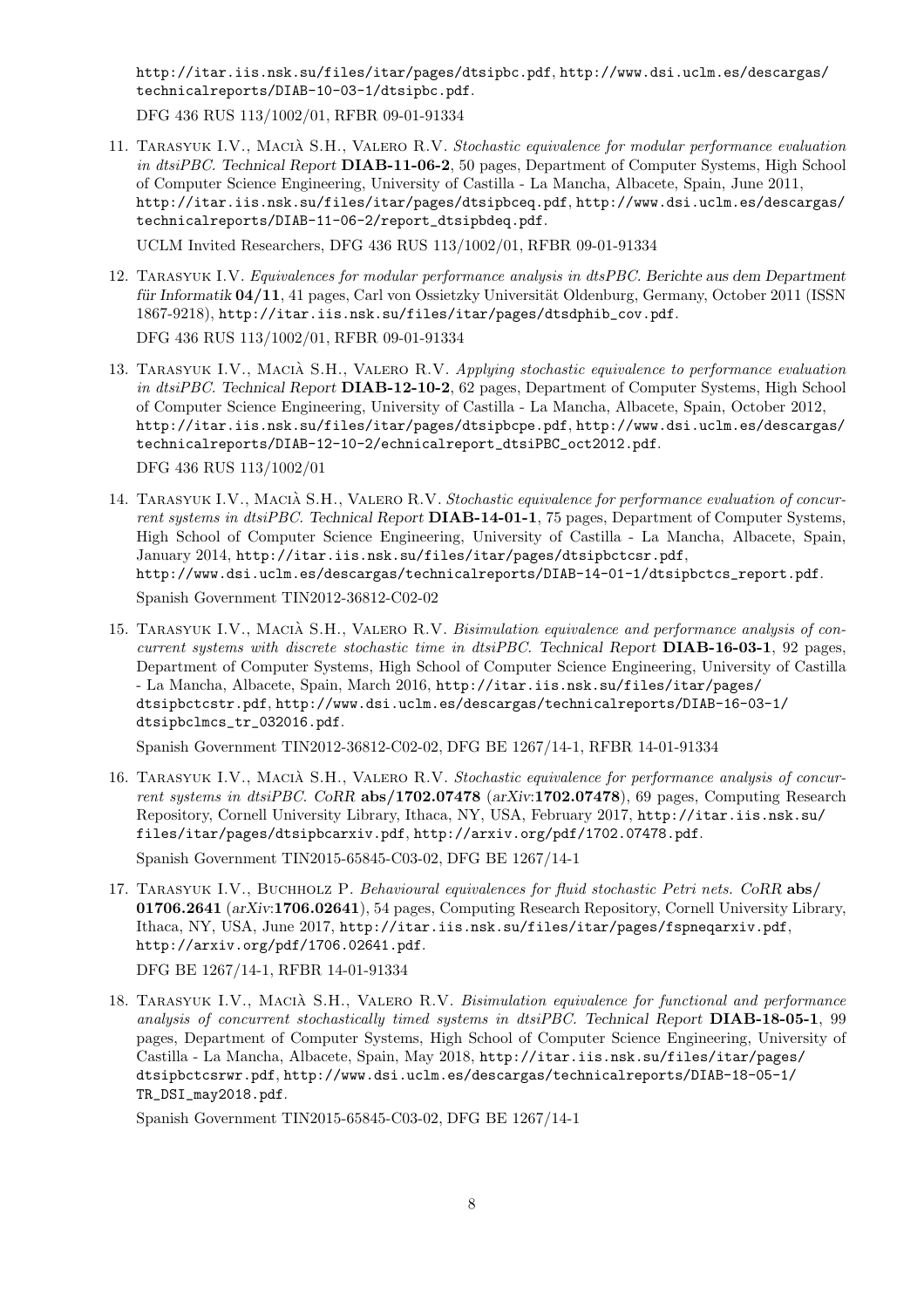http://itar.iis.nsk.su/files/itar/pages/dtsipbc.pdf, http://www.dsi.uclm.es/descargas/technicalreports/DIAB-10-03-1/dtsipbc.pdf.

DFG 436 RUS 113/1002/01, RFBR 09-01-91334

11. Tarasyuk I.V., Macià S.H., Valero R.V. *Stochastic equivalence for modular performance evaluation in dtsiPBC*. *Technical Report* **DIAB-11-06-2**, 50 pages, Department of Computer Systems, High School of Computer Science Engineering, University of Castilla - La Mancha, Albacete, Spain, June 2011, http://itar.iis.nsk.su/files/itar/pages/dtsipbceq.pdf, http://www.dsi.uclm.es/descargas/technicalreports/DIAB-11-06-2/report_dtsipbdeq.pdf.

    UCLM Invited Researchers, DFG 436 RUS 113/1002/01, RFBR 09-01-91334

12. Tarasyuk I.V. *Equivalences for modular performance analysis in dtsPBC*. *Berichte aus dem Department für Informatik* **04/11**, 41 pages, Carl von Ossietzky Universität Oldenburg, Germany, October 2011 (ISSN 1867-9218), http://itar.iis.nsk.su/files/itar/pages/dtsdphib_cov.pdf.

    DFG 436 RUS 113/1002/01, RFBR 09-01-91334

13. Tarasyuk I.V., Macià S.H., Valero R.V. *Applying stochastic equivalence to performance evaluation in dtsiPBC*. *Technical Report* **DIAB-12-10-2**, 62 pages, Department of Computer Systems, High School of Computer Science Engineering, University of Castilla - La Mancha, Albacete, Spain, October 2012, http://itar.iis.nsk.su/files/itar/pages/dtsipbcpe.pdf, http://www.dsi.uclm.es/descargas/technicalreports/DIAB-12-10-2/echnicalreport_dtsiPBC_oct2012.pdf.

    DFG 436 RUS 113/1002/01

14. Tarasyuk I.V., Macià S.H., Valero R.V. *Stochastic equivalence for performance evaluation of concurrent systems in dtsiPBC*. *Technical Report* **DIAB-14-01-1**, 75 pages, Department of Computer Systems, High School of Computer Science Engineering, University of Castilla - La Mancha, Albacete, Spain, January 2014, http://itar.iis.nsk.su/files/itar/pages/dtsipbctcsr.pdf, http://www.dsi.uclm.es/descargas/technicalreports/DIAB-14-01-1/dtsipbctcs_report.pdf.

    Spanish Government TIN2012-36812-C02-02

15. Tarasyuk I.V., Macià S.H., Valero R.V. *Bisimulation equivalence and performance analysis of concurrent systems with discrete stochastic time in dtsiPBC*. *Technical Report* **DIAB-16-03-1**, 92 pages, Department of Computer Systems, High School of Computer Science Engineering, University of Castilla - La Mancha, Albacete, Spain, March 2016, http://itar.iis.nsk.su/files/itar/pages/dtsipbctcstr.pdf, http://www.dsi.uclm.es/descargas/technicalreports/DIAB-16-03-1/dtsipbclmcs_tr_032016.pdf.

    Spanish Government TIN2012-36812-C02-02, DFG BE 1267/14-1, RFBR 14-01-91334

16. Tarasyuk I.V., Macià S.H., Valero R.V. *Stochastic equivalence for performance analysis of concurrent systems in dtsiPBC*. *CoRR* **abs/1702.07478** (*arXiv*:**1702.07478**), 69 pages, Computing Research Repository, Cornell University Library, Ithaca, NY, USA, February 2017, http://itar.iis.nsk.su/files/itar/pages/dtsipbcarxiv.pdf, http://arxiv.org/pdf/1702.07478.pdf.

    Spanish Government TIN2015-65845-C03-02, DFG BE 1267/14-1

17. Tarasyuk I.V., Buchholz P. *Behavioural equivalences for fluid stochastic Petri nets*. *CoRR* **abs/01706.2641** (*arXiv*:**1706.02641**), 54 pages, Computing Research Repository, Cornell University Library, Ithaca, NY, USA, June 2017, http://itar.iis.nsk.su/files/itar/pages/fspneqarxiv.pdf, http://arxiv.org/pdf/1706.02641.pdf.

    DFG BE 1267/14-1, RFBR 14-01-91334

18. Tarasyuk I.V., Macià S.H., Valero R.V. *Bisimulation equivalence for functional and performance analysis of concurrent stochastically timed systems in dtsiPBC*. *Technical Report* **DIAB-18-05-1**, 99 pages, Department of Computer Systems, High School of Computer Science Engineering, University of Castilla - La Mancha, Albacete, Spain, May 2018, http://itar.iis.nsk.su/files/itar/pages/dtsipbctcsrwr.pdf, http://www.dsi.uclm.es/descargas/technicalreports/DIAB-18-05-1/TR_DSI_may2018.pdf.

    Spanish Government TIN2015-65845-C03-02, DFG BE 1267/14-1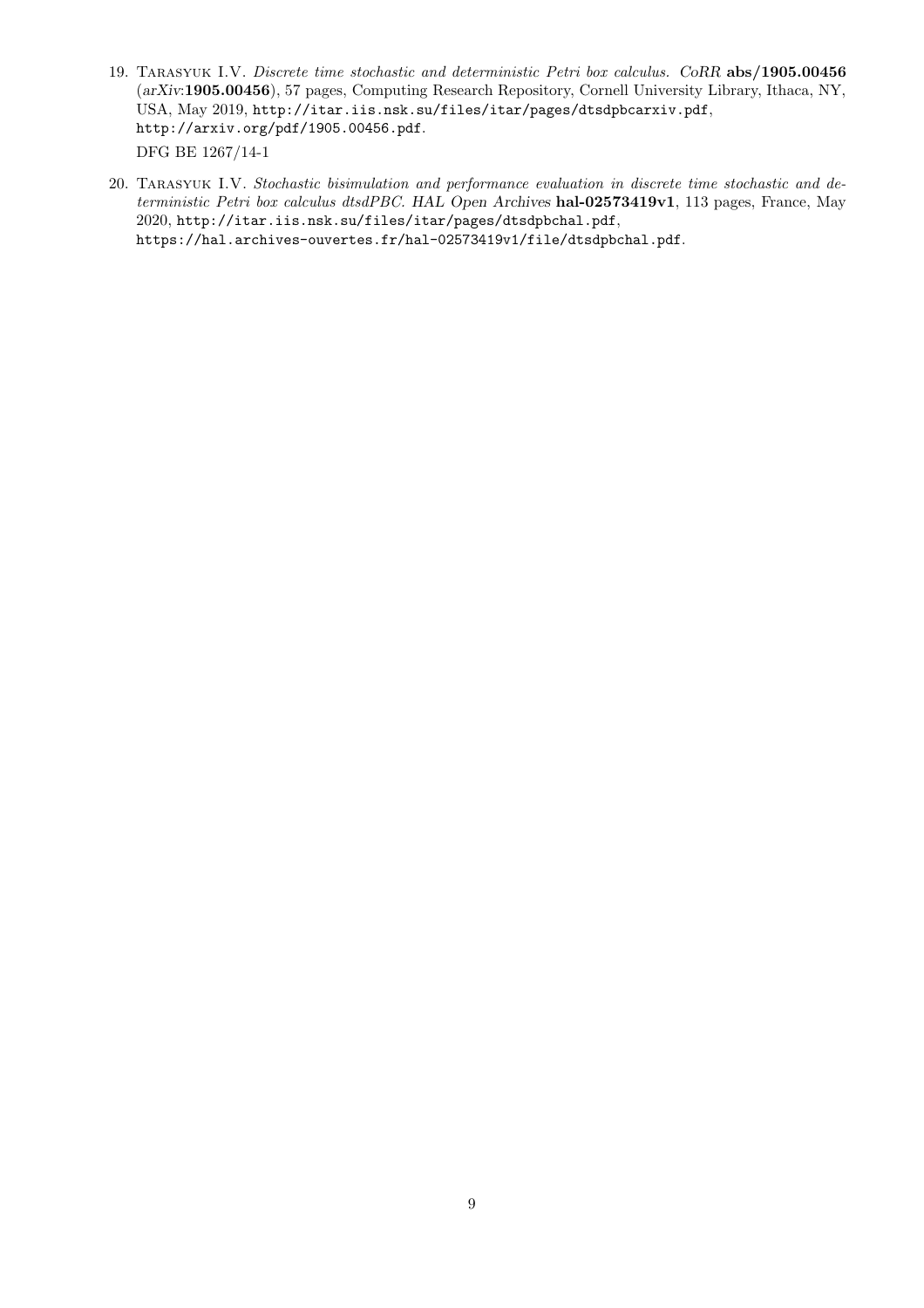19. Tarasyuk I.V. *Discrete time stochastic and deterministic Petri box calculus. CoRR* **abs/1905.00456** (*arXiv*:**1905.00456**), 57 pages, Computing Research Repository, Cornell University Library, Ithaca, NY, USA, May 2019, `http://itar.iis.nsk.su/files/itar/pages/dtsdpbcarxiv.pdf`, `http://arxiv.org/pdf/1905.00456.pdf`.

    DFG BE 1267/14-1

20. Tarasyuk I.V. *Stochastic bisimulation and performance evaluation in discrete time stochastic and deterministic Petri box calculus dtsdPBC. HAL Open Archives* **hal-02573419v1**, 113 pages, France, May 2020, `http://itar.iis.nsk.su/files/itar/pages/dtsdpbchal.pdf`, `https://hal.archives-ouvertes.fr/hal-02573419v1/file/dtsdpbchal.pdf`.